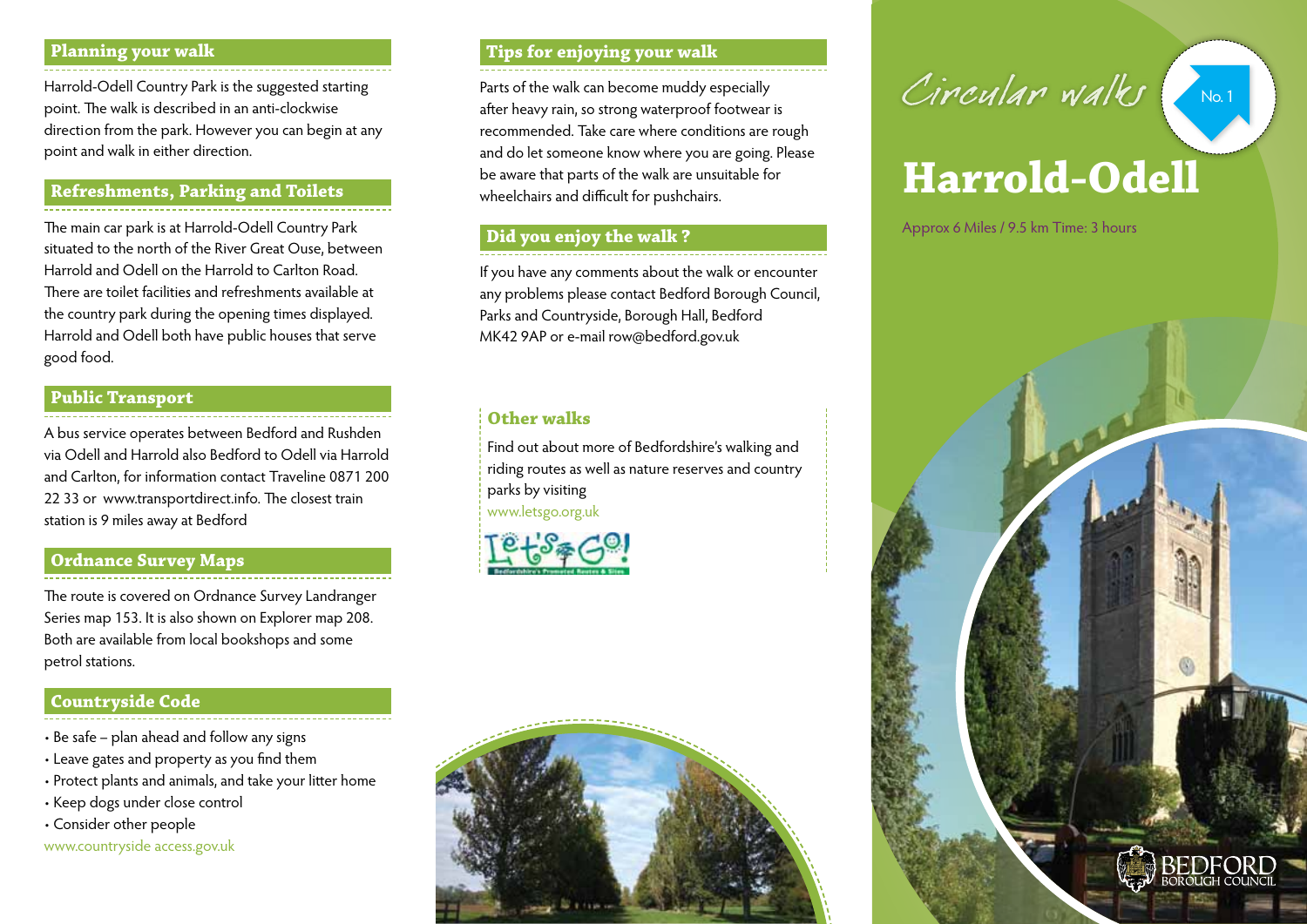## Planning your walk

Harrold-Odell Country Park is the suggested starting point. The walk is described in an anti-clockwise direction from the park. However you can begin at any point and walk in either direction.

## Refreshments, Parking and Toilets

The main car park is at Harrold-Odell Country Park situated to the north of the River Great Ouse, between Harrold and Odell on the Harrold to Carlton Road. There are toilet facilities and refreshments available at the country park during the opening times displayed. Harrold and Odell both have public houses that serve good food.

## Public Transport

A bus service operates between Bedford and Rushden via Odell and Harrold also Bedford to Odell via Harrold and Carlton, for information contact Traveline 0871 200 22 33 or www.transportdirect.info. The closest train station is 9 miles away at Bedford

## Ordnance Survey Maps

The route is covered on Ordnance Survey Landranger Series map 153. It is also shown on Explorer map 208. Both are available from local bookshops and some petrol stations.

## Countryside Code

- Be safe – plan ahead and follow any signs
- Leave gates and property as you find them
- Protect plants and animals, and take your litter home
- Keep dogs under close control
- Consider other people

www.countryside access.gov.uk

## Tips for enjoying your walk

Parts of the walk can become muddy especially after heavy rain, so strong waterproof footwear is recommended. Take care where conditions are rough and do let someone know where you are going. Please be aware that parts of the walk are unsuitable for wheelchairs and difficult for pushchairs.

## Did you enjoy the walk ?

If you have any comments about the walk or encounter any problems please contact Bedford Borough Council, Parks and Countryside, Borough Hall, Bedford MK42 9AP or e-mail row@bedford.gov.uk

## Other walks

Find out more of Bedfordshire's walking and riding routes as well as nature reserves and country parks by visiting www.letsgo.org.uk

Let's Go! Bedfordshire's Promoted Routes & Sites

Circular walks No. 1

# Harrold-Odell

Approx 6 Miles / 9.5 km Time: 3 hours

BEDFORD BOROUGH COUNCIL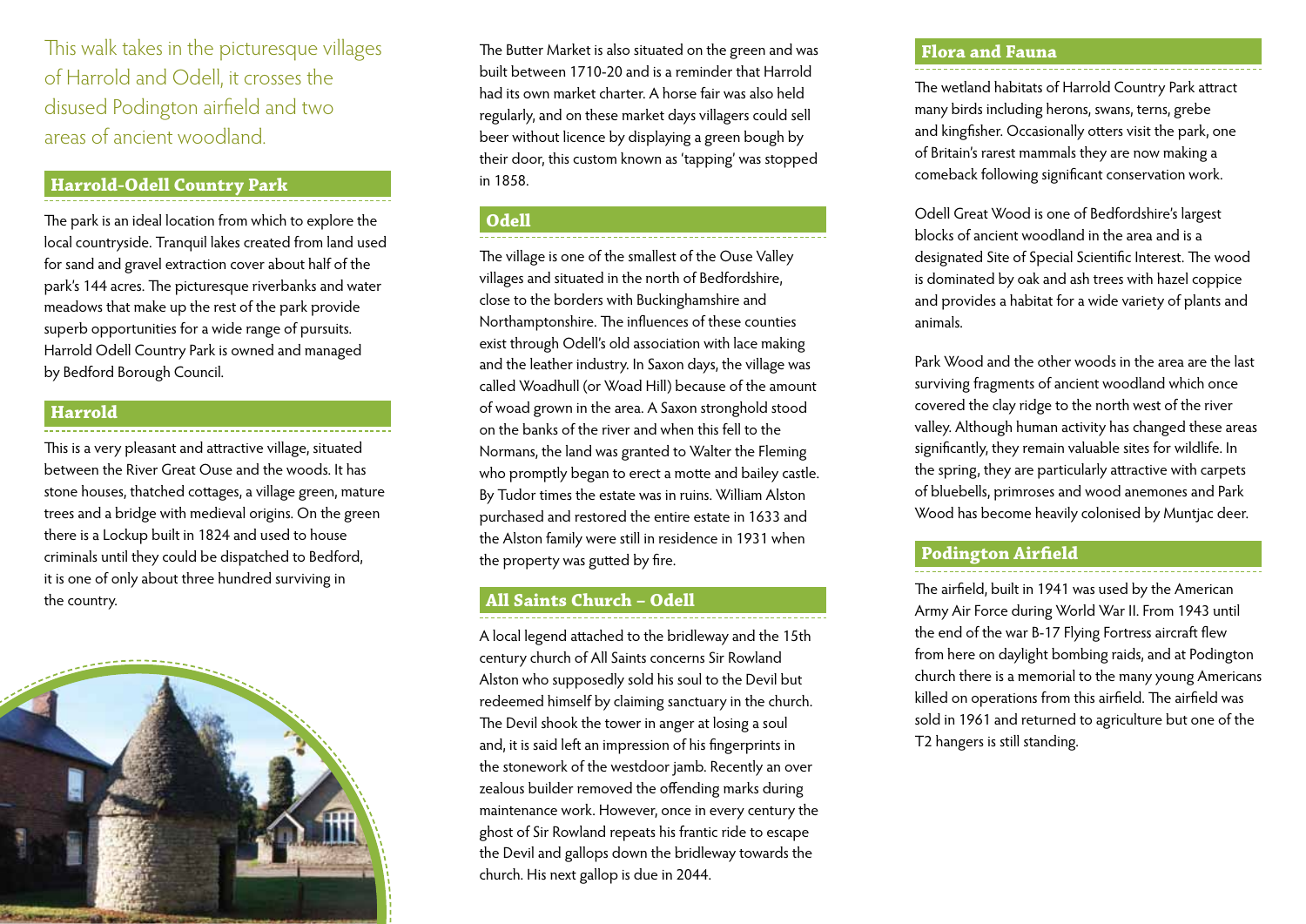This walk takes in the picturesque villages of Harrold and Odell, it crosses the disused Podington airfield and two areas of ancient woodland.

## Harrold-Odell Country Park

The park is an ideal location from which to explore the local countryside. Tranquil lakes created from land used for sand and gravel extraction cover about half of the park's 144 acres. The picturesque riverbanks and water meadows that make up the rest of the park provide superb opportunities for a wide range of pursuits. Harrold Odell Country Park is owned and managed by Bedford Borough Council.

## Harrold

This is a very pleasant and attractive village, situated between the River Great Ouse and the woods. It has stone houses, thatched cottages, a village green, mature trees and a bridge with medieval origins. On the green there is a Lockup built in 1824 and used to house criminals until they could be dispatched to Bedford, it is one of only about three hundred surviving in the country.

The Butter Market is also situated on the green and was built between 1710-20 and is a reminder that Harrold had its own market charter. A horse fair was also held regularly, and on these market days villagers could sell beer without licence by displaying a green bough by their door, this custom known as 'tapping' was stopped in 1858.

## Odell

The village is one of the smallest of the Ouse Valley villages and situated in the north of Bedfordshire, close to the borders with Buckinghamshire and Northamptonshire. The influences of these counties exist through Odell's old association with lace making and the leather industry. In Saxon days, the village was called Woadhull (or Woad Hill) because of the amount of woad grown in the area. A Saxon stronghold stood on the banks of the river and when this fell to the Normans, the land was granted to Walter the Fleming who promptly began to erect a motte and bailey castle. By Tudor times the estate was in ruins. William Alston purchased and restored the entire estate in 1633 and the Alston family were still in residence in 1931 when the property was gutted by fire.

## All Saints Church – Odell

A local legend attached to the bridleway and the 15th century church of All Saints concerns Sir Rowland Alston who supposedly sold his soul to the Devil but redeemed himself by claiming sanctuary in the church. The Devil shook the tower in anger at losing a soul and, it is said left an impression of his fingerprints in the stonework of the westdoor jamb. Recently an over zealous builder removed the offending marks during maintenance work. However, once in every century the ghost of Sir Rowland repeats his frantic ride to escape the Devil and gallops down the bridleway towards the church. His next gallop is due in 2044.

## Flora and Fauna

The wetland habitats of Harrold Country Park attract many birds including herons, swans, terns, grebe and kingfisher. Occasionally otters visit the park, one of Britain's rarest mammals they are now making a comeback following significant conservation work.

Odell Great Wood is one of Bedfordshire's largest blocks of ancient woodland in the area and is a designated Site of Special Scientific Interest. The wood is dominated by oak and ash trees with hazel coppice and provides a habitat for a wide variety of plants and animals.

Park Wood and the other woods in the area are the last surviving fragments of ancient woodland which once covered the clay ridge to the north west of the river valley. Although human activity has changed these areas significantly, they remain valuable sites for wildlife. In the spring, they are particularly attractive with carpets of bluebells, primroses and wood anemones and Park Wood has become heavily colonised by Muntjac deer.

## Podington Airfield

The airfield, built in 1941 was used by the American Army Air Force during World War II. From 1943 until the end of the war B-17 Flying Fortress aircraft flew from here on daylight bombing raids, and at Podington church there is a memorial to the many young Americans killed on operations from this airfield. The airfield was sold in 1961 and returned to agriculture but one of the T2 hangers is still standing.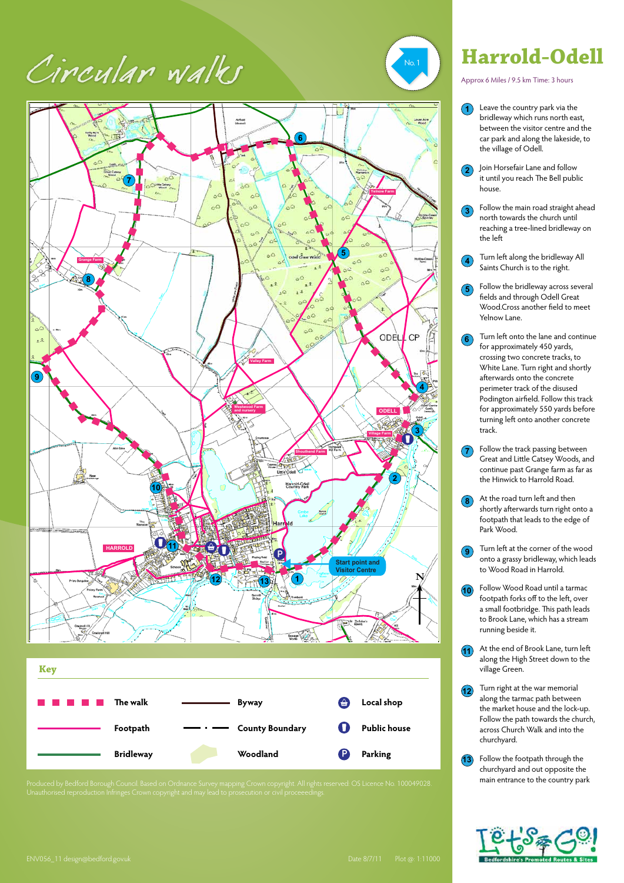# Circular walks

No. 1

## Harrold-Odell

Approx 6 Miles / 9.5 km Time: 3 hours

1. Leave the country park via the bridleway which runs north east, between the visitor centre and the car park and along the lakeside, to the village of Odell.
2. Join Horsefair Lane and follow it until you reach The Bell public house.
3. Follow the main road straight ahead north towards the church until reaching a tree-lined bridleway on the left
4. Turn left along the bridleway All Saints Church is to the right.
5. Follow the bridleway across several fields and through Odell Great Wood.Cross another field to meet Yelnow Lane.
6. Turn left onto the lane and continue for approximately 450 yards, crossing two concrete tracks, to White Lane. Turn right and shortly afterwards onto the concrete perimeter track of the disused Podington airfield. Follow this track for approximately 550 yards before turning left onto another concrete track.
7. Follow the track passing between Great and Little Catsey Woods, and continue past Grange farm as far as the Hinwick to Harrold Road.
8. At the road turn left and then shortly afterwards turn right onto a footpath that leads to the edge of Park Wood.
9. Turn left at the corner of the wood onto a grassy bridleway, which leads to Wood Road in Harrold.
10. Follow Wood Road until a tarmac footpath forks off to the left, over a small footbridge. This path leads to Brook Lane, which has a stream running beside it.
11. At the end of Brook Lane, turn left along the High Street down to the village Green.
12. Turn right at the war memorial along the tarmac path between the market house and the lock-up. Follow the path towards the church, across Church Walk and into the churchyard.
13. Follow the footpath through the churchyard and out opposite the main entrance to the country park

Start point and Visitor Centre

ODELL CP

ODELL

HARROLD

### Key

| | | |
|---|---|---|
| The walk | Byway | Local shop |
| Footpath | County Boundary | Public house |
| Bridleway | Woodland | Parking |

Produced by Bedford Borough Council. Based on Ordnance Survey mapping Crown copyright. All rights reserved. OS Licence No. 100049028. Unauthorised reproduction Infringes Crown copyright and may lead to prosecution or civil proceeedings.

ENV056_11 design@bedford.gov.uk Date 8/7/11 Plot @: 1:11000

Let's Go! Bedfordshire's Promoted Routes & Sites